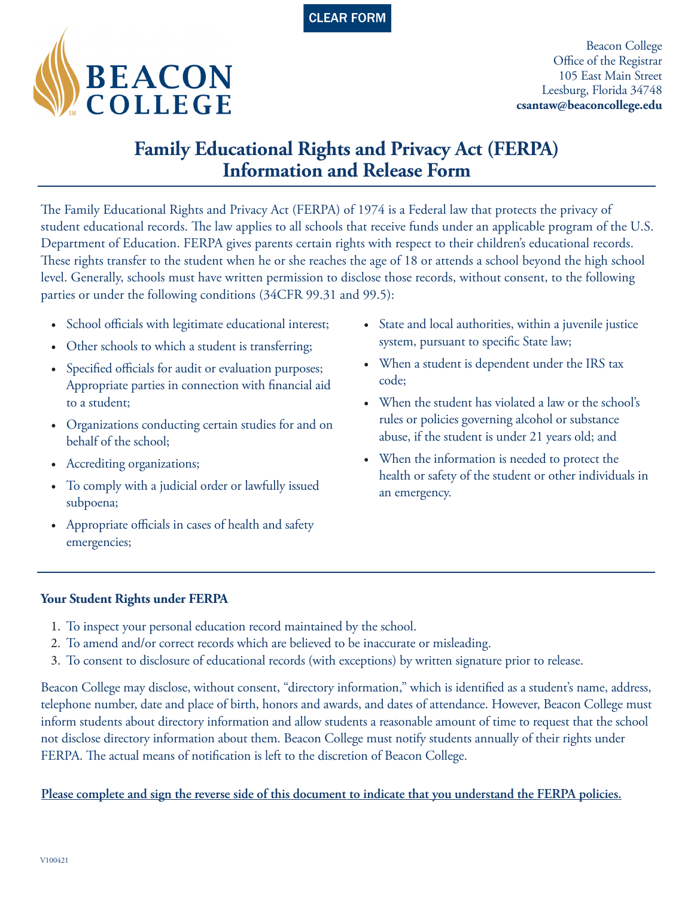CLEAR FORM

BEACON COLLEGE

Beacon College
Office of the Registrar
105 East Main Street
Leesburg, Florida 34748
**csantaw@beaconcollege.edu**

# Family Educational Rights and Privacy Act (FERPA) Information and Release Form

The Family Educational Rights and Privacy Act (FERPA) of 1974 is a Federal law that protects the privacy of student educational records. The law applies to all schools that receive funds under an applicable program of the U.S. Department of Education. FERPA gives parents certain rights with respect to their children's educational records. These rights transfer to the student when he or she reaches the age of 18 or attends a school beyond the high school level. Generally, schools must have written permission to disclose those records, without consent, to the following parties or under the following conditions (34CFR 99.31 and 99.5):

- School officials with legitimate educational interest;
- Other schools to which a student is transferring;
- Specified officials for audit or evaluation purposes; Appropriate parties in connection with financial aid to a student;
- Organizations conducting certain studies for and on behalf of the school;
- Accrediting organizations;
- To comply with a judicial order or lawfully issued subpoena;
- Appropriate officials in cases of health and safety emergencies;
- State and local authorities, within a juvenile justice system, pursuant to specific State law;
- When a student is dependent under the IRS tax code;
- When the student has violated a law or the school's rules or policies governing alcohol or substance abuse, if the student is under 21 years old; and
- When the information is needed to protect the health or safety of the student or other individuals in an emergency.

### Your Student Rights under FERPA

1. To inspect your personal education record maintained by the school.
2. To amend and/or correct records which are believed to be inaccurate or misleading.
3. To consent to disclosure of educational records (with exceptions) by written signature prior to release.

Beacon College may disclose, without consent, "directory information," which is identified as a student's name, address, telephone number, date and place of birth, honors and awards, and dates of attendance. However, Beacon College must inform students about directory information and allow students a reasonable amount of time to request that the school not disclose directory information about them. Beacon College must notify students annually of their rights under FERPA. The actual means of notification is left to the discretion of Beacon College.

**Please complete and sign the reverse side of this document to indicate that you understand the FERPA policies.**

V100421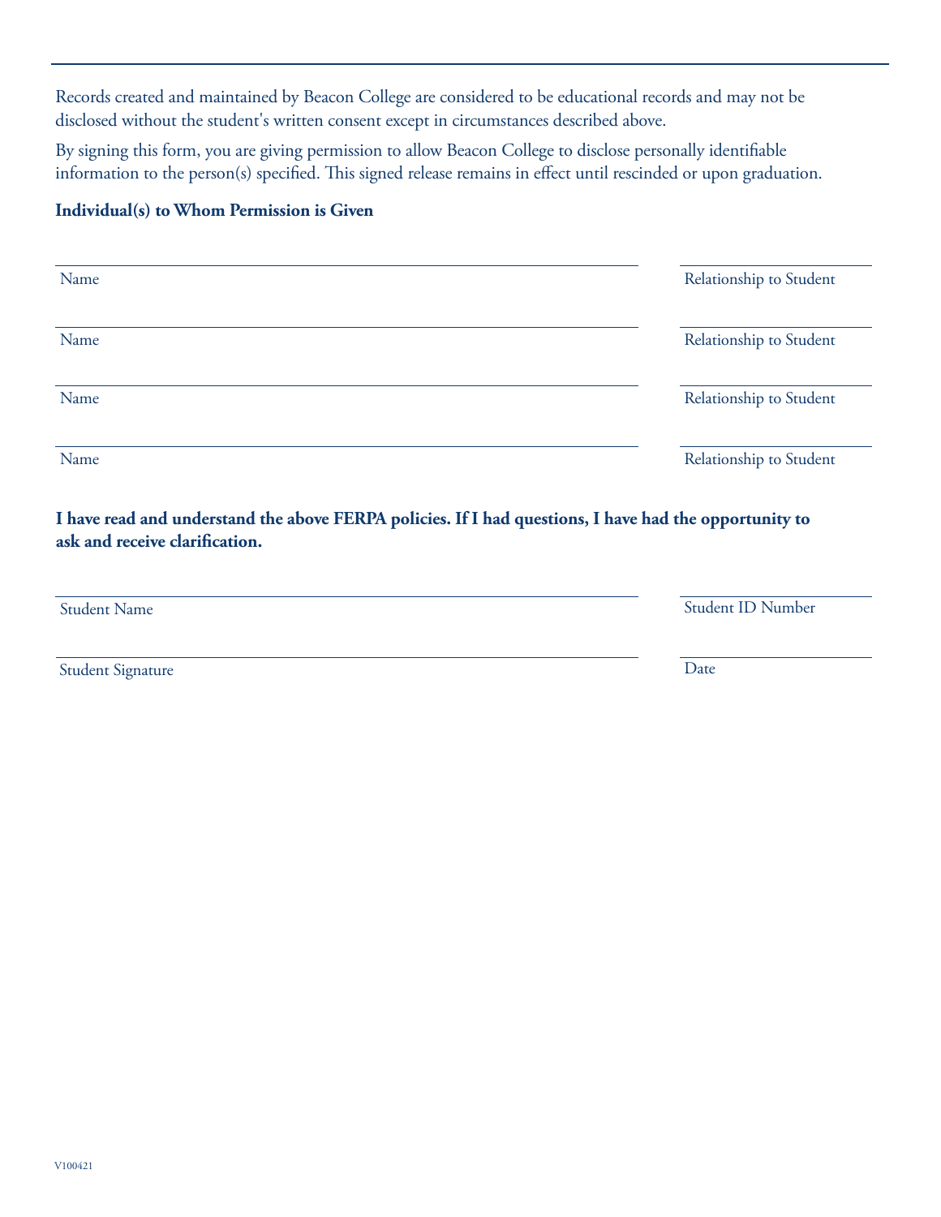Records created and maintained by Beacon College are considered to be educational records and may not be disclosed without the student's written consent except in circumstances described above.

By signing this form, you are giving permission to allow Beacon College to disclose personally identifiable information to the person(s) specified. This signed release remains in effect until rescinded or upon graduation.

**Individual(s) to Whom Permission is Given**

Name ______________________ Relationship to Student ______________________

Name ______________________ Relationship to Student ______________________

Name ______________________ Relationship to Student ______________________

Name ______________________ Relationship to Student ______________________

**I have read and understand the above FERPA policies. If I had questions, I have had the opportunity to ask and receive clarification.**

Student Name ______________________ Student ID Number ______________________

Student Signature ______________________ Date ______________________

V100421